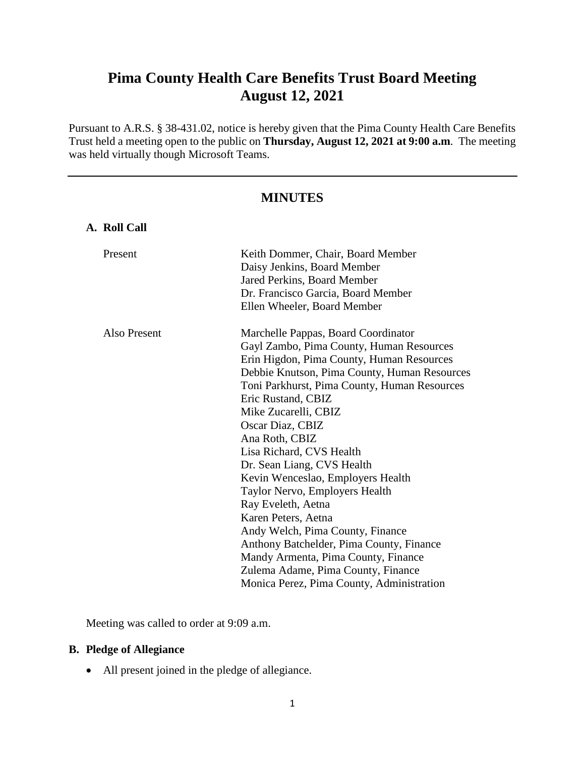# Pima County Health Care Benefits Trust Board Meeting
# August 12, 2021

Pursuant to A.R.S. § 38-431.02, notice is hereby given that the Pima County Health Care Benefits Trust held a meeting open to the public on **Thursday, August 12, 2021 at 9:00 a.m**. The meeting was held virtually though Microsoft Teams.

---

## MINUTES

### A. Roll Call

| | |
|---|---|
| Present | Keith Dommer, Chair, Board Member<br>Daisy Jenkins, Board Member<br>Jared Perkins, Board Member<br>Dr. Francisco Garcia, Board Member<br>Ellen Wheeler, Board Member |
| Also Present | Marchelle Pappas, Board Coordinator<br>Gayl Zambo, Pima County, Human Resources<br>Erin Higdon, Pima County, Human Resources<br>Debbie Knutson, Pima County, Human Resources<br>Toni Parkhurst, Pima County, Human Resources<br>Eric Rustand, CBIZ<br>Mike Zucarelli, CBIZ<br>Oscar Diaz, CBIZ<br>Ana Roth, CBIZ<br>Lisa Richard, CVS Health<br>Dr. Sean Liang, CVS Health<br>Kevin Wenceslao, Employers Health<br>Taylor Nervo, Employers Health<br>Ray Eveleth, Aetna<br>Karen Peters, Aetna<br>Andy Welch, Pima County, Finance<br>Anthony Batchelder, Pima County, Finance<br>Mandy Armenta, Pima County, Finance<br>Zulema Adame, Pima County, Finance<br>Monica Perez, Pima County, Administration |

Meeting was called to order at 9:09 a.m.

### B. Pledge of Allegiance

- All present joined in the pledge of allegiance.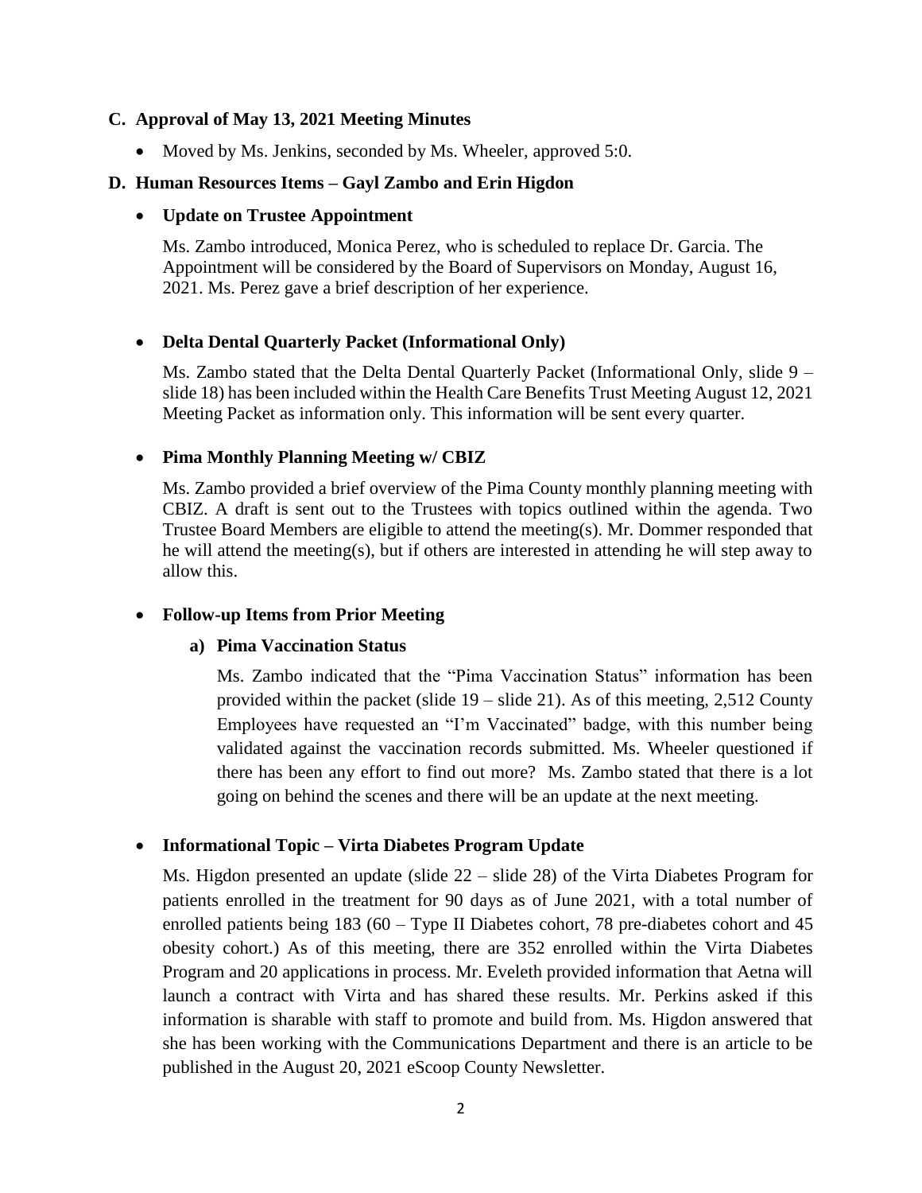### C. Approval of May 13, 2021 Meeting Minutes

- Moved by Ms. Jenkins, seconded by Ms. Wheeler, approved 5:0.

### D. Human Resources Items – Gayl Zambo and Erin Higdon

- **Update on Trustee Appointment**

  Ms. Zambo introduced, Monica Perez, who is scheduled to replace Dr. Garcia. The Appointment will be considered by the Board of Supervisors on Monday, August 16, 2021. Ms. Perez gave a brief description of her experience.

- **Delta Dental Quarterly Packet (Informational Only)**

  Ms. Zambo stated that the Delta Dental Quarterly Packet (Informational Only, slide 9 – slide 18) has been included within the Health Care Benefits Trust Meeting August 12, 2021 Meeting Packet as information only. This information will be sent every quarter.

- **Pima Monthly Planning Meeting w/ CBIZ**

  Ms. Zambo provided a brief overview of the Pima County monthly planning meeting with CBIZ. A draft is sent out to the Trustees with topics outlined within the agenda. Two Trustee Board Members are eligible to attend the meeting(s). Mr. Dommer responded that he will attend the meeting(s), but if others are interested in attending he will step away to allow this.

- **Follow-up Items from Prior Meeting**

  **a) Pima Vaccination Status**

  Ms. Zambo indicated that the "Pima Vaccination Status" information has been provided within the packet (slide 19 – slide 21). As of this meeting, 2,512 County Employees have requested an "I'm Vaccinated" badge, with this number being validated against the vaccination records submitted. Ms. Wheeler questioned if there has been any effort to find out more? Ms. Zambo stated that there is a lot going on behind the scenes and there will be an update at the next meeting.

- **Informational Topic – Virta Diabetes Program Update**

  Ms. Higdon presented an update (slide 22 – slide 28) of the Virta Diabetes Program for patients enrolled in the treatment for 90 days as of June 2021, with a total number of enrolled patients being 183 (60 – Type II Diabetes cohort, 78 pre-diabetes cohort and 45 obesity cohort.) As of this meeting, there are 352 enrolled within the Virta Diabetes Program and 20 applications in process. Mr. Eveleth provided information that Aetna will launch a contract with Virta and has shared these results. Mr. Perkins asked if this information is sharable with staff to promote and build from. Ms. Higdon answered that she has been working with the Communications Department and there is an article to be published in the August 20, 2021 eScoop County Newsletter.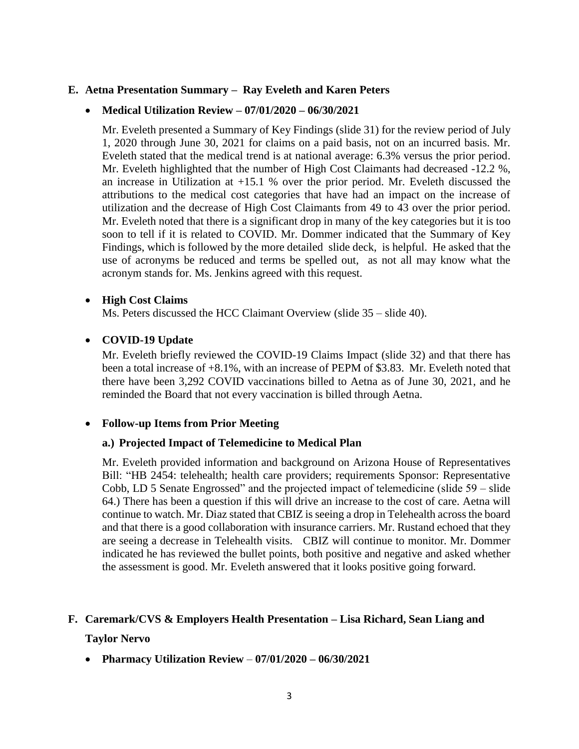## E. Aetna Presentation Summary – Ray Eveleth and Karen Peters

- **Medical Utilization Review – 07/01/2020 – 06/30/2021**

  Mr. Eveleth presented a Summary of Key Findings (slide 31) for the review period of July 1, 2020 through June 30, 2021 for claims on a paid basis, not on an incurred basis. Mr. Eveleth stated that the medical trend is at national average: 6.3% versus the prior period. Mr. Eveleth highlighted that the number of High Cost Claimants had decreased -12.2 %, an increase in Utilization at +15.1 % over the prior period. Mr. Eveleth discussed the attributions to the medical cost categories that have had an impact on the increase of utilization and the decrease of High Cost Claimants from 49 to 43 over the prior period. Mr. Eveleth noted that there is a significant drop in many of the key categories but it is too soon to tell if it is related to COVID. Mr. Dommer indicated that the Summary of Key Findings, which is followed by the more detailed slide deck, is helpful. He asked that the use of acronyms be reduced and terms be spelled out, as not all may know what the acronym stands for. Ms. Jenkins agreed with this request.

- **High Cost Claims**

  Ms. Peters discussed the HCC Claimant Overview (slide 35 – slide 40).

- **COVID-19 Update**

  Mr. Eveleth briefly reviewed the COVID-19 Claims Impact (slide 32) and that there has been a total increase of +8.1%, with an increase of PEPM of $3.83. Mr. Eveleth noted that there have been 3,292 COVID vaccinations billed to Aetna as of June 30, 2021, and he reminded the Board that not every vaccination is billed through Aetna.

- **Follow-up Items from Prior Meeting**

  **a.) Projected Impact of Telemedicine to Medical Plan**

  Mr. Eveleth provided information and background on Arizona House of Representatives Bill: "HB 2454: telehealth; health care providers; requirements Sponsor: Representative Cobb, LD 5 Senate Engrossed" and the projected impact of telemedicine (slide 59 – slide 64.) There has been a question if this will drive an increase to the cost of care. Aetna will continue to watch. Mr. Diaz stated that CBIZ is seeing a drop in Telehealth across the board and that there is a good collaboration with insurance carriers. Mr. Rustand echoed that they are seeing a decrease in Telehealth visits. CBIZ will continue to monitor. Mr. Dommer indicated he has reviewed the bullet points, both positive and negative and asked whether the assessment is good. Mr. Eveleth answered that it looks positive going forward.

## F. Caremark/CVS & Employers Health Presentation – Lisa Richard, Sean Liang and Taylor Nervo

- **Pharmacy Utilization Review – 07/01/2020 – 06/30/2021**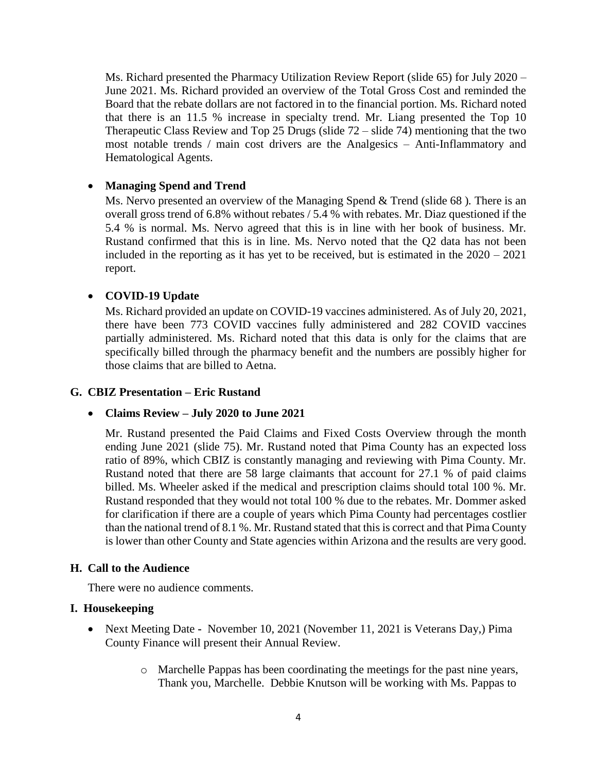Ms. Richard presented the Pharmacy Utilization Review Report (slide 65) for July 2020 – June 2021. Ms. Richard provided an overview of the Total Gross Cost and reminded the Board that the rebate dollars are not factored in to the financial portion. Ms. Richard noted that there is an 11.5 % increase in specialty trend. Mr. Liang presented the Top 10 Therapeutic Class Review and Top 25 Drugs (slide 72 – slide 74) mentioning that the two most notable trends / main cost drivers are the Analgesics – Anti-Inflammatory and Hematological Agents.

- **Managing Spend and Trend**

  Ms. Nervo presented an overview of the Managing Spend & Trend (slide 68 ). There is an overall gross trend of 6.8% without rebates / 5.4 % with rebates. Mr. Diaz questioned if the 5.4 % is normal. Ms. Nervo agreed that this is in line with her book of business. Mr. Rustand confirmed that this is in line. Ms. Nervo noted that the Q2 data has not been included in the reporting as it has yet to be received, but is estimated in the 2020 – 2021 report.

- **COVID-19 Update**

  Ms. Richard provided an update on COVID-19 vaccines administered. As of July 20, 2021, there have been 773 COVID vaccines fully administered and 282 COVID vaccines partially administered. Ms. Richard noted that this data is only for the claims that are specifically billed through the pharmacy benefit and the numbers are possibly higher for those claims that are billed to Aetna.

## G. CBIZ Presentation – Eric Rustand

- **Claims Review – July 2020 to June 2021**

  Mr. Rustand presented the Paid Claims and Fixed Costs Overview through the month ending June 2021 (slide 75). Mr. Rustand noted that Pima County has an expected loss ratio of 89%, which CBIZ is constantly managing and reviewing with Pima County. Mr. Rustand noted that there are 58 large claimants that account for 27.1 % of paid claims billed. Ms. Wheeler asked if the medical and prescription claims should total 100 %. Mr. Rustand responded that they would not total 100 % due to the rebates. Mr. Dommer asked for clarification if there are a couple of years which Pima County had percentages costlier than the national trend of 8.1 %. Mr. Rustand stated that this is correct and that Pima County is lower than other County and State agencies within Arizona and the results are very good.

## H. Call to the Audience

There were no audience comments.

## I. Housekeeping

- Next Meeting Date - November 10, 2021 (November 11, 2021 is Veterans Day,) Pima County Finance will present their Annual Review.
  - Marchelle Pappas has been coordinating the meetings for the past nine years, Thank you, Marchelle. Debbie Knutson will be working with Ms. Pappas to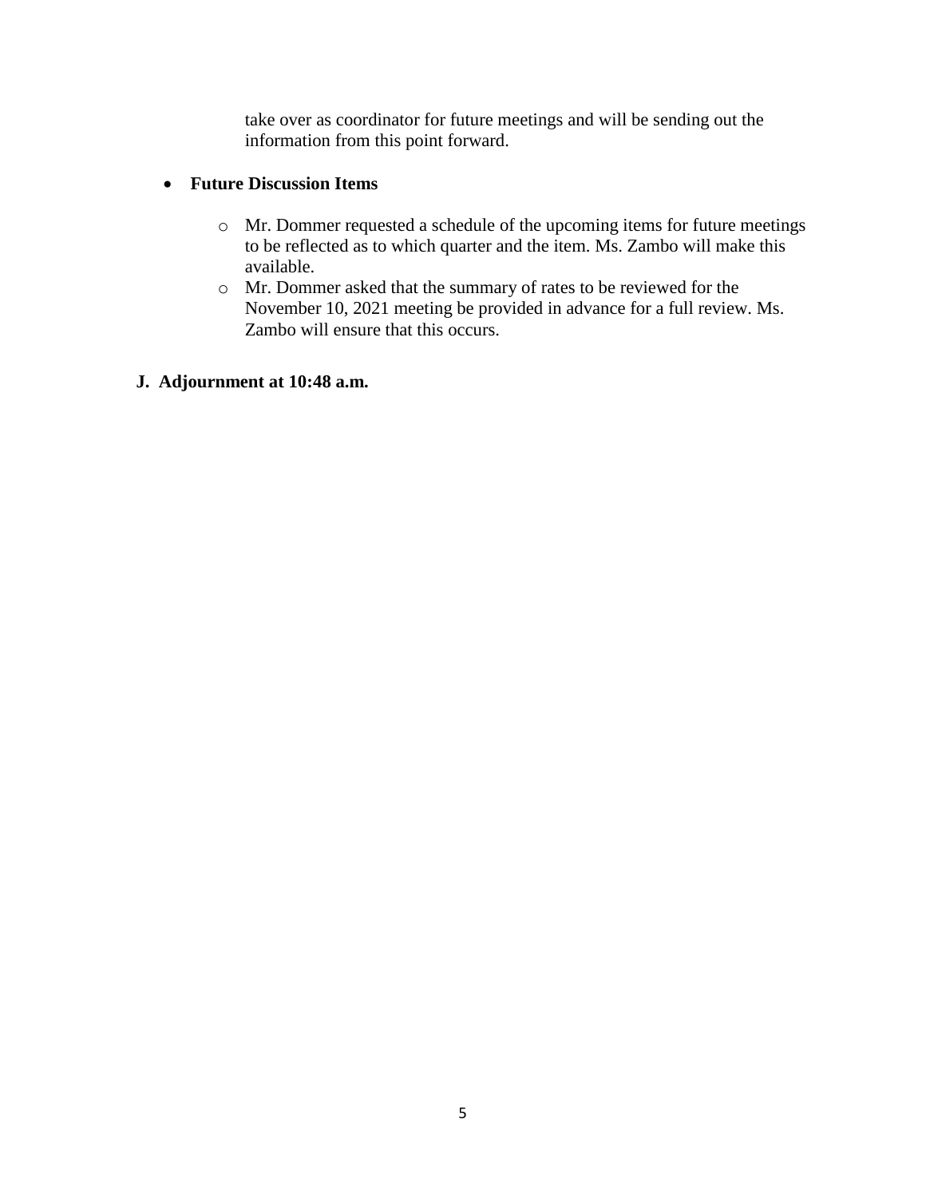take over as coordinator for future meetings and will be sending out the information from this point forward.

- **Future Discussion Items**
  - Mr. Dommer requested a schedule of the upcoming items for future meetings to be reflected as to which quarter and the item. Ms. Zambo will make this available.
  - Mr. Dommer asked that the summary of rates to be reviewed for the November 10, 2021 meeting be provided in advance for a full review. Ms. Zambo will ensure that this occurs.

**J. Adjournment at 10:48 a.m.**